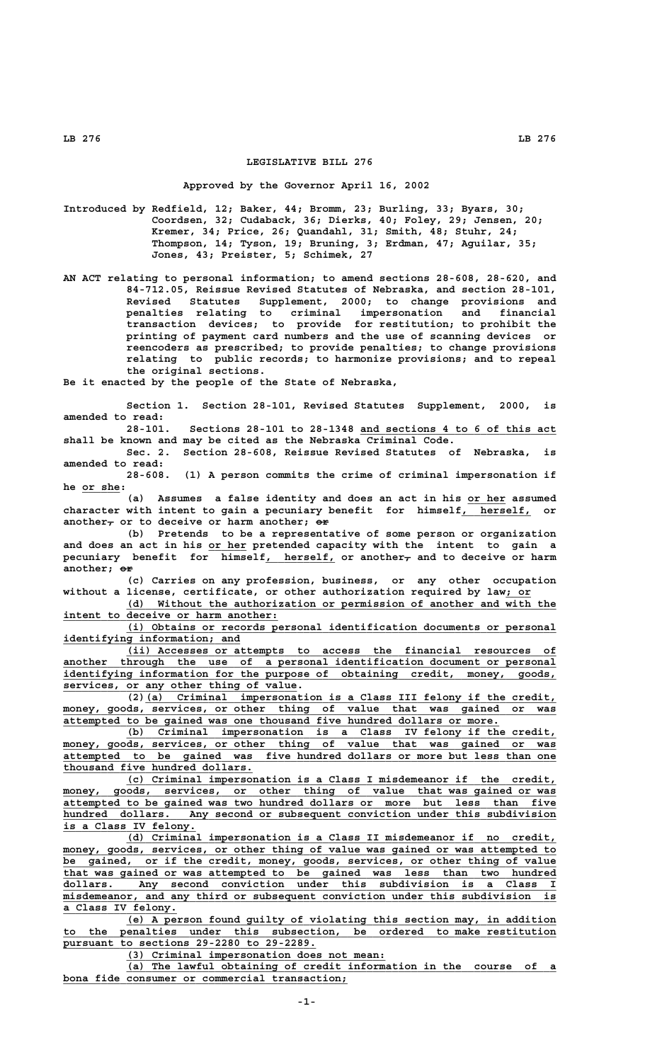# LEGISLATIVE BILL 276

Approved by the Governor April 16, 2002

Introduced by Redfield, 12; Baker, 44; Bromm, 23; Burling, 33; Byars, 30; Coordsen, 32; Cudaback, 36; Dierks, 40; Foley, 29; Jensen, 20; Kremer, 34; Price, 26; Quandahl, 31; Smith, 48; Stuhr, 24; Thompson, 14; Tyson, 19; Bruning, 3; Erdman, 47; Aguilar, 35; Jones, 43; Preister, 5; Schimek, 27

AN ACT relating to personal information; to amend sections 28-608, 28-620, and 84-712.05, Reissue Revised Statutes of Nebraska, and section 28-101, Revised Statutes Supplement, 2000; to change provisions and penalties relating to criminal impersonation and financial transaction devices; to provide for restitution; to prohibit the printing of payment card numbers and the use of scanning devices or reencoders as prescribed; to provide penalties; to change provisions relating to public records; to harmonize provisions; and to repeal the original sections.

Be it enacted by the people of the State of Nebraska,

Section 1. Section 28-101, Revised Statutes Supplement, 2000, is amended to read:

28-101. Sections 28-101 to 28-1348 and sections 4 to 6 of this act shall be known and may be cited as the Nebraska Criminal Code.

Sec. 2. Section 28-608, Reissue Revised Statutes of Nebraska, is amended to read:

28-608. (1) A person commits the crime of criminal impersonation if he or she:

(a) Assumes a false identity and does an act in his or her assumed character with intent to gain a pecuniary benefit for himself, herself, or another, or to deceive or harm another; or

(b) Pretends to be a representative of some person or organization and does an act in his or her pretended capacity with the intent to gain a pecuniary benefit for himself, herself, or another, and to deceive or harm another; or

(c) Carries on any profession, business, or any other occupation without a license, certificate, or other authorization required by law; or

(d) Without the authorization or permission of another and with the intent to deceive or harm another:

(i) Obtains or records personal identification documents or personal identifying information; and

(ii) Accesses or attempts to access the financial resources of another through the use of a personal identification document or personal identifying information for the purpose of obtaining credit, money, goods, services, or any other thing of value.

(2)(a) Criminal impersonation is a Class III felony if the credit, money, goods, services, or other thing of value that was gained or was attempted to be gained was one thousand five hundred dollars or more.

(b) Criminal impersonation is a Class IV felony if the credit, money, goods, services, or other thing of value that was gained or was attempted to be gained was five hundred dollars or more but less than one thousand five hundred dollars.

(c) Criminal impersonation is a Class I misdemeanor if the credit, money, goods, services, or other thing of value that was gained or was attempted to be gained was two hundred dollars or more but less than five hundred dollars. Any second or subsequent conviction under this subdivision is a Class IV felony.

(d) Criminal impersonation is a Class II misdemeanor if no credit, money, goods, services, or other thing of value was gained or was attempted to be gained, or if the credit, money, goods, services, or other thing of value that was gained or was attempted to be gained was less than two hundred dollars. Any second conviction under this subdivision is a Class I misdemeanor, and any third or subsequent conviction under this subdivision is a Class IV felony.

(e) A person found guilty of violating this section may, in addition to the penalties under this subsection, be ordered to make restitution pursuant to sections 29-2280 to 29-2289.

(3) Criminal impersonation does not mean:

(a) The lawful obtaining of credit information in the course of a bona fide consumer or commercial transaction;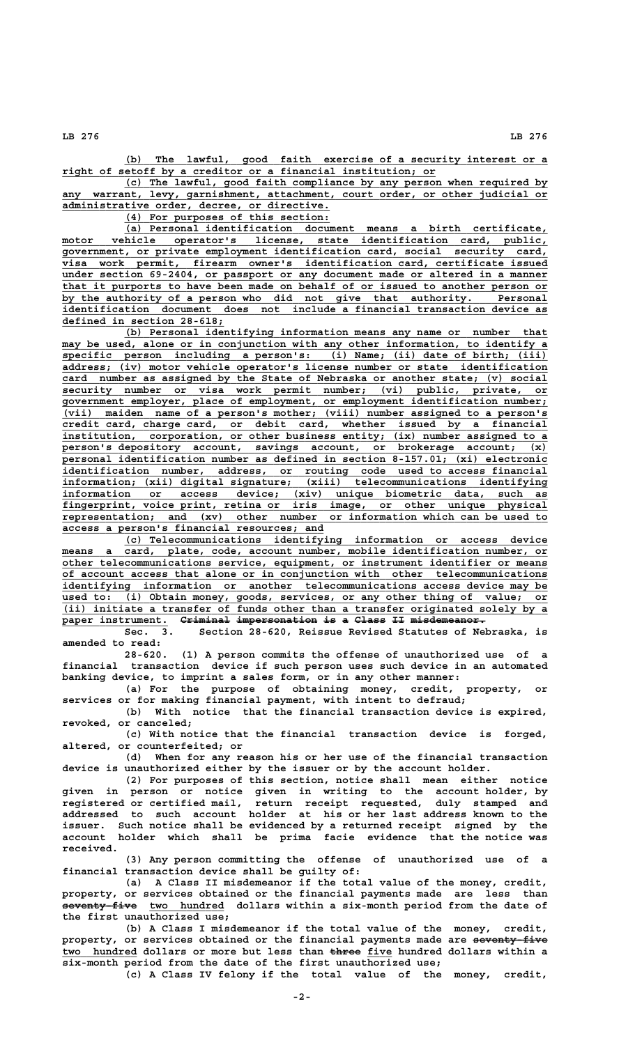(b) The lawful, good faith exercise of a security interest or a right of setoff by a creditor or a financial institution; or

(c) The lawful, good faith compliance by any person when required by any warrant, levy, garnishment, attachment, court order, or other judicial or administrative order, decree, or directive.

(4) For purposes of this section:

(a) Personal identification document means a birth certificate, motor vehicle operator's license, state identification card, public, government, or private employment identification card, social security card, visa work permit, firearm owner's identification card, certificate issued under section 69-2404, or passport or any document made or altered in a manner that it purports to have been made on behalf of or issued to another person or by the authority of a person who did not give that authority. Personal identification document does not include a financial transaction device as defined in section 28-618;

(b) Personal identifying information means any name or number that may be used, alone or in conjunction with any other information, to identify a specific person including a person's: (i) Name; (ii) date of birth; (iii) address; (iv) motor vehicle operator's license number or state identification card number as assigned by the State of Nebraska or another state; (v) social security number or visa work permit number; (vi) public, private, or government employer, place of employment, or employment identification number; (vii) maiden name of a person's mother; (viii) number assigned to a person's credit card, charge card, or debit card, whether issued by a financial institution, corporation, or other business entity; (ix) number assigned to a person's depository account, savings account, or brokerage account; (x) personal identification number as defined in section 8-157.01; (xi) electronic identification number, address, or routing code used to access financial information; (xii) digital signature; (xiii) telecommunications identifying information or access device; (xiv) unique biometric data, such as fingerprint, voice print, retina or iris image, or other unique physical representation; and (xv) other number or information which can be used to access a person's financial resources; and

(c) Telecommunications identifying information or access device means a card, plate, code, account number, mobile identification number, or other telecommunications service, equipment, or instrument identifier or means of account access that alone or in conjunction with other telecommunications identifying information or another telecommunications access device may be used to: (i) Obtain money, goods, services, or any other thing of value; or (ii) initiate a transfer of funds other than a transfer originated solely by a paper instrument. ~~Criminal impersonation is a Class II misdemeanor.~~

Sec. 3. Section 28-620, Reissue Revised Statutes of Nebraska, is amended to read:

28-620. (1) A person commits the offense of unauthorized use of a financial transaction device if such person uses such device in an automated banking device, to imprint a sales form, or in any other manner:

(a) For the purpose of obtaining money, credit, property, or services or for making financial payment, with intent to defraud;

(b) With notice that the financial transaction device is expired, revoked, or canceled;

(c) With notice that the financial transaction device is forged, altered, or counterfeited; or

(d) When for any reason his or her use of the financial transaction device is unauthorized either by the issuer or by the account holder.

(2) For purposes of this section, notice shall mean either notice given in person or notice given in writing to the account holder, by registered or certified mail, return receipt requested, duly stamped and addressed to such account holder at his or her last address known to the issuer. Such notice shall be evidenced by a returned receipt signed by the account holder which shall be prima facie evidence that the notice was received.

(3) Any person committing the offense of unauthorized use of a financial transaction device shall be guilty of:

(a) A Class II misdemeanor if the total value of the money, credit, property, or services obtained or the financial payments made are less than ~~seventy-five~~ two hundred dollars within a six-month period from the date of the first unauthorized use;

(b) A Class I misdemeanor if the total value of the money, credit, property, or services obtained or the financial payments made are ~~seventy-five~~ two hundred dollars or more but less than ~~three~~ five hundred dollars within a six-month period from the date of the first unauthorized use;

(c) A Class IV felony if the total value of the money, credit,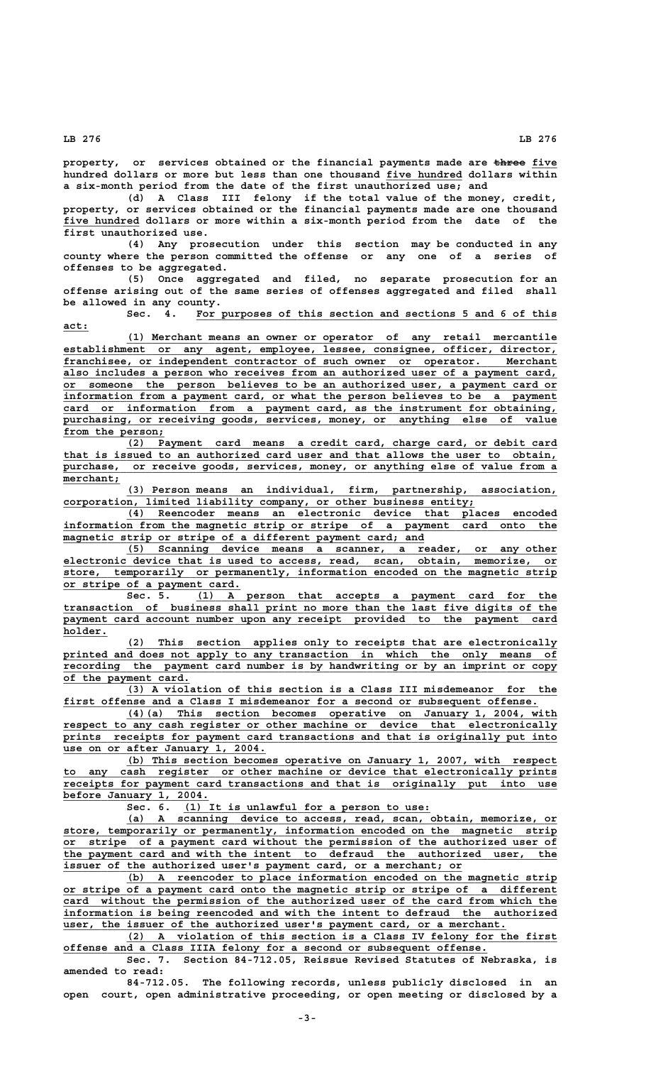property, or services obtained or the financial payments made are ~~three~~ five hundred dollars or more but less than one thousand five hundred dollars within a six-month period from the date of the first unauthorized use; and

(d) A Class III felony if the total value of the money, credit, property, or services obtained or the financial payments made are one thousand five hundred dollars or more within a six-month period from the date of the first unauthorized use.

(4) Any prosecution under this section may be conducted in any county where the person committed the offense or any one of a series of offenses to be aggregated.

(5) Once aggregated and filed, no separate prosecution for an offense arising out of the same series of offenses aggregated and filed shall be allowed in any county.

Sec. 4. For purposes of this section and sections 5 and 6 of this act:

(1) Merchant means an owner or operator of any retail mercantile establishment or any agent, employee, lessee, consignee, officer, director, franchisee, or independent contractor of such owner or operator. Merchant also includes a person who receives from an authorized user of a payment card, or someone the person believes to be an authorized user, a payment card or information from a payment card, or what the person believes to be a payment card or information from a payment card, as the instrument for obtaining, purchasing, or receiving goods, services, money, or anything else of value from the person;

(2) Payment card means a credit card, charge card, or debit card that is issued to an authorized card user and that allows the user to obtain, purchase, or receive goods, services, money, or anything else of value from a merchant;

(3) Person means an individual, firm, partnership, association, corporation, limited liability company, or other business entity;

(4) Reencoder means an electronic device that places encoded information from the magnetic strip or stripe of a payment card onto the magnetic strip or stripe of a different payment card; and

(5) Scanning device means a scanner, a reader, or any other electronic device that is used to access, read, scan, obtain, memorize, or store, temporarily or permanently, information encoded on the magnetic strip or stripe of a payment card.

Sec. 5. (1) A person that accepts a payment card for the transaction of business shall print no more than the last five digits of the payment card account number upon any receipt provided to the payment card holder.

(2) This section applies only to receipts that are electronically printed and does not apply to any transaction in which the only means of recording the payment card number is by handwriting or by an imprint or copy of the payment card.

(3) A violation of this section is a Class III misdemeanor for the first offense and a Class I misdemeanor for a second or subsequent offense.

(4)(a) This section becomes operative on January 1, 2004, with respect to any cash register or other machine or device that electronically prints receipts for payment card transactions and that is originally put into use on or after January 1, 2004.

(b) This section becomes operative on January 1, 2007, with respect to any cash register or other machine or device that electronically prints receipts for payment card transactions and that is originally put into use before January 1, 2004.

Sec. 6. (1) It is unlawful for a person to use:

(a) A scanning device to access, read, scan, obtain, memorize, or store, temporarily or permanently, information encoded on the magnetic strip or stripe of a payment card without the permission of the authorized user of the payment card and with the intent to defraud the authorized user, the issuer of the authorized user's payment card, or a merchant; or

(b) A reencoder to place information encoded on the magnetic strip or stripe of a payment card onto the magnetic strip or stripe of a different card without the permission of the authorized user of the card from which the information is being reencoded and with the intent to defraud the authorized user, the issuer of the authorized user's payment card, or a merchant.

(2) A violation of this section is a Class IV felony for the first offense and a Class IIIA felony for a second or subsequent offense.

Sec. 7. Section 84-712.05, Reissue Revised Statutes of Nebraska, is amended to read:

84-712.05. The following records, unless publicly disclosed in an open court, open administrative proceeding, or open meeting or disclosed by a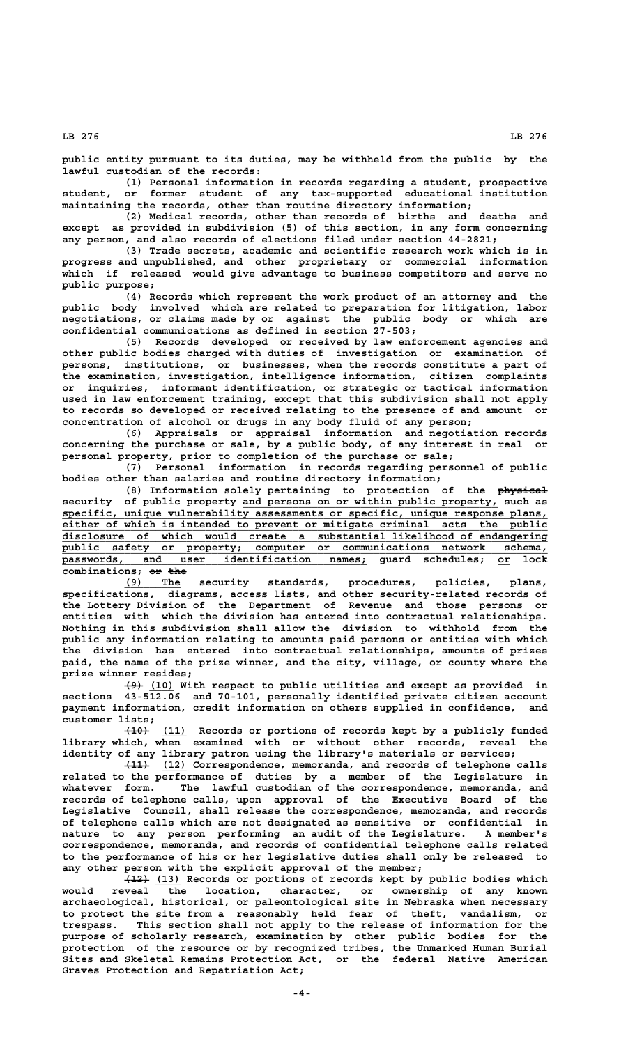public entity pursuant to its duties, may be withheld from the public by the lawful custodian of the records:

(1) Personal information in records regarding a student, prospective student, or former student of any tax-supported educational institution maintaining the records, other than routine directory information;

(2) Medical records, other than records of births and deaths and except as provided in subdivision (5) of this section, in any form concerning any person, and also records of elections filed under section 44-2821;

(3) Trade secrets, academic and scientific research work which is in progress and unpublished, and other proprietary or commercial information which if released would give advantage to business competitors and serve no public purpose;

(4) Records which represent the work product of an attorney and the public body involved which are related to preparation for litigation, labor negotiations, or claims made by or against the public body or which are confidential communications as defined in section 27-503;

(5) Records developed or received by law enforcement agencies and other public bodies charged with duties of investigation or examination of persons, institutions, or businesses, when the records constitute a part of the examination, investigation, intelligence information, citizen complaints or inquiries, informant identification, or strategic or tactical information used in law enforcement training, except that this subdivision shall not apply to records so developed or received relating to the presence of and amount or concentration of alcohol or drugs in any body fluid of any person;

(6) Appraisals or appraisal information and negotiation records concerning the purchase or sale, by a public body, of any interest in real or personal property, prior to completion of the purchase or sale;

(7) Personal information in records regarding personnel of public bodies other than salaries and routine directory information;

(8) Information solely pertaining to protection of the ~~physical~~ security of public property and persons on or within public property, such as specific, unique vulnerability assessments or specific, unique response plans, either of which is intended to prevent or mitigate criminal acts the public disclosure of which would create a substantial likelihood of endangering public safety or property; computer or communications network schema, passwords, and user identification names; guard schedules; or lock combinations; ~~or the~~

(9) The security standards, procedures, policies, plans, specifications, diagrams, access lists, and other security-related records of the Lottery Division of the Department of Revenue and those persons or entities with which the division has entered into contractual relationships. Nothing in this subdivision shall allow the division to withhold from the public any information relating to amounts paid persons or entities with which the division has entered into contractual relationships, amounts of prizes paid, the name of the prize winner, and the city, village, or county where the prize winner resides;

~~(9)~~ (10) With respect to public utilities and except as provided in sections 43-512.06 and 70-101, personally identified private citizen account payment information, credit information on others supplied in confidence, and customer lists;

~~(10)~~ (11) Records or portions of records kept by a publicly funded library which, when examined with or without other records, reveal the identity of any library patron using the library's materials or services;

~~(11)~~ (12) Correspondence, memoranda, and records of telephone calls related to the performance of duties by a member of the Legislature in whatever form. The lawful custodian of the correspondence, memoranda, and records of telephone calls, upon approval of the Executive Board of the Legislative Council, shall release the correspondence, memoranda, and records of telephone calls which are not designated as sensitive or confidential in nature to any person performing an audit of the Legislature. A member's correspondence, memoranda, and records of confidential telephone calls related to the performance of his or her legislative duties shall only be released to any other person with the explicit approval of the member;

~~(12)~~ (13) Records or portions of records kept by public bodies which would reveal the location, character, or ownership of any known archaeological, historical, or paleontological site in Nebraska when necessary to protect the site from a reasonably held fear of theft, vandalism, or trespass. This section shall not apply to the release of information for the purpose of scholarly research, examination by other public bodies for the protection of the resource or by recognized tribes, the Unmarked Human Burial Sites and Skeletal Remains Protection Act, or the federal Native American Graves Protection and Repatriation Act;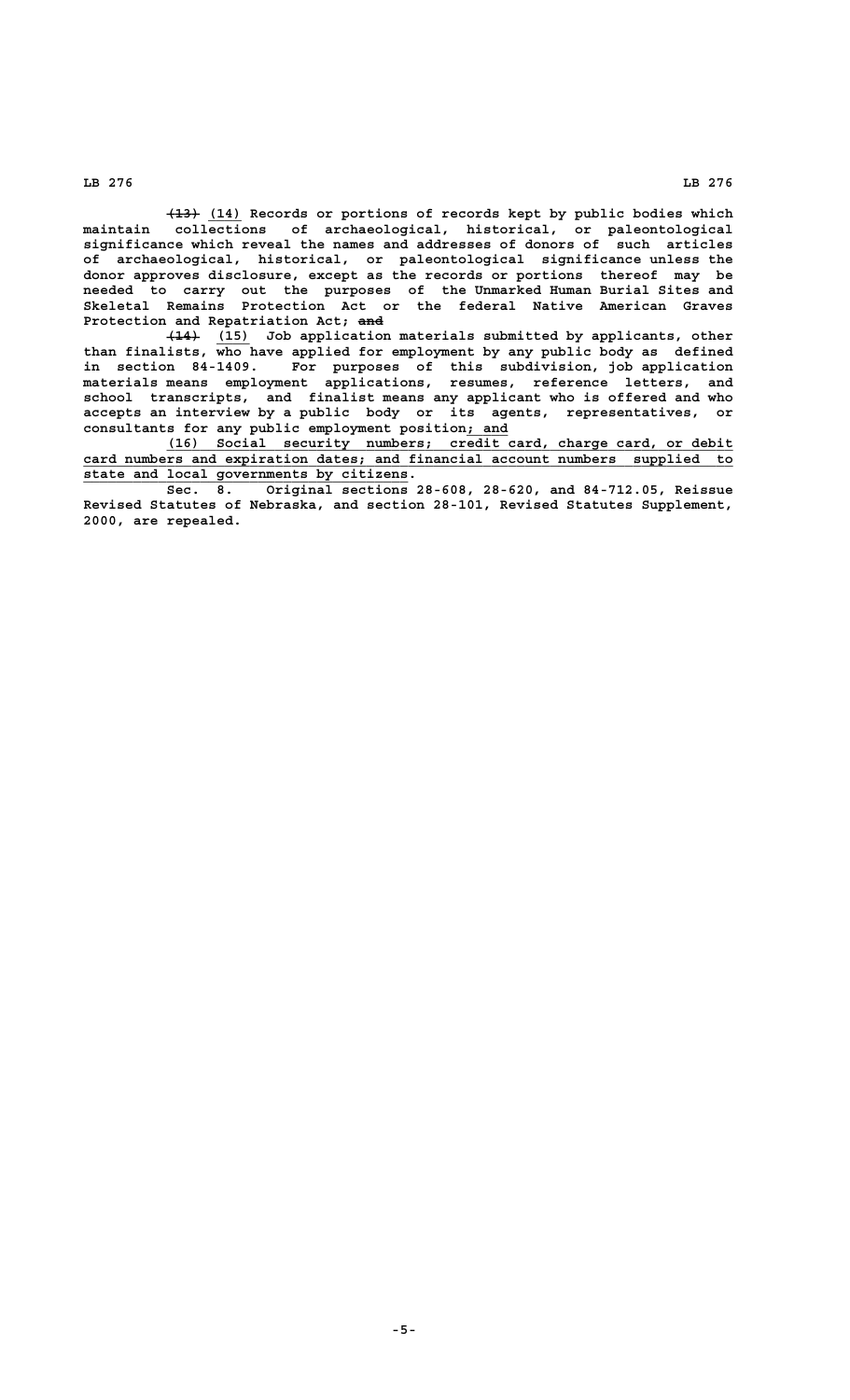~~(13)~~ (14) Records or portions of records kept by public bodies which maintain collections of archaeological, historical, or paleontological significance which reveal the names and addresses of donors of such articles of archaeological, historical, or paleontological significance unless the donor approves disclosure, except as the records or portions thereof may be needed to carry out the purposes of the Unmarked Human Burial Sites and Skeletal Remains Protection Act or the federal Native American Graves Protection and Repatriation Act; ~~and~~

~~(14)~~ (15) Job application materials submitted by applicants, other than finalists, who have applied for employment by any public body as defined in section 84-1409. For purposes of this subdivision, job application materials means employment applications, resumes, reference letters, and school transcripts, and finalist means any applicant who is offered and who accepts an interview by a public body or its agents, representatives, or consultants for any public employment position; and

(16) Social security numbers; credit card, charge card, or debit card numbers and expiration dates; and financial account numbers supplied to state and local governments by citizens.

Sec. 8. Original sections 28-608, 28-620, and 84-712.05, Reissue Revised Statutes of Nebraska, and section 28-101, Revised Statutes Supplement, 2000, are repealed.